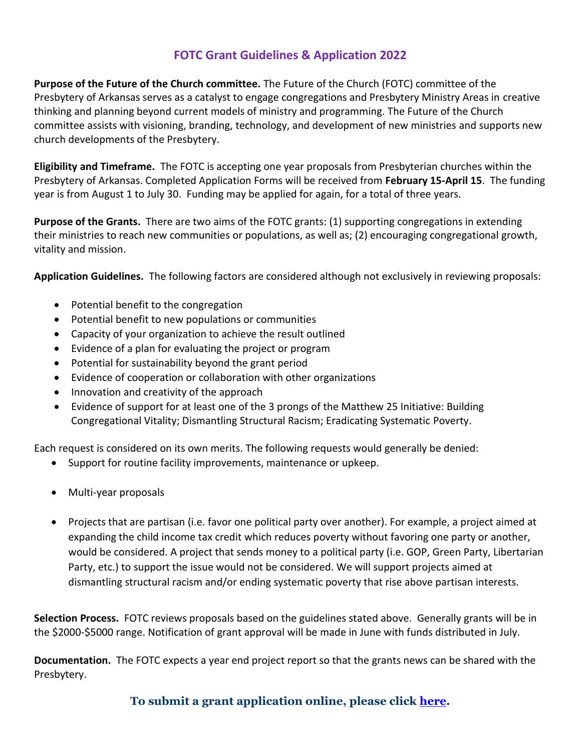# FOTC Grant Guidelines & Application 2022

**Purpose of the Future of the Church committee.** The Future of the Church (FOTC) committee of the Presbytery of Arkansas serves as a catalyst to engage congregations and Presbytery Ministry Areas in creative thinking and planning beyond current models of ministry and programming. The Future of the Church committee assists with visioning, branding, technology, and development of new ministries and supports new church developments of the Presbytery.

**Eligibility and Timeframe.** The FOTC is accepting one year proposals from Presbyterian churches within the Presbytery of Arkansas. Completed Application Forms will be received from **February 15-April 15**. The funding year is from August 1 to July 30. Funding may be applied for again, for a total of three years.

**Purpose of the Grants.** There are two aims of the FOTC grants: (1) supporting congregations in extending their ministries to reach new communities or populations, as well as; (2) encouraging congregational growth, vitality and mission.

**Application Guidelines.** The following factors are considered although not exclusively in reviewing proposals:

- Potential benefit to the congregation
- Potential benefit to new populations or communities
- Capacity of your organization to achieve the result outlined
- Evidence of a plan for evaluating the project or program
- Potential for sustainability beyond the grant period
- Evidence of cooperation or collaboration with other organizations
- Innovation and creativity of the approach
- Evidence of support for at least one of the 3 prongs of the Matthew 25 Initiative: Building Congregational Vitality; Dismantling Structural Racism; Eradicating Systematic Poverty.

Each request is considered on its own merits. The following requests would generally be denied:

- Support for routine facility improvements, maintenance or upkeep.
- Multi-year proposals
- Projects that are partisan (i.e. favor one political party over another). For example, a project aimed at expanding the child income tax credit which reduces poverty without favoring one party or another, would be considered. A project that sends money to a political party (i.e. GOP, Green Party, Libertarian Party, etc.) to support the issue would not be considered. We will support projects aimed at dismantling structural racism and/or ending systematic poverty that rise above partisan interests.

**Selection Process.** FOTC reviews proposals based on the guidelines stated above. Generally grants will be in the $2000-$5000 range. Notification of grant approval will be made in June with funds distributed in July.

**Documentation.** The FOTC expects a year end project report so that the grants news can be shared with the Presbytery.

**To submit a grant application online, please click here.**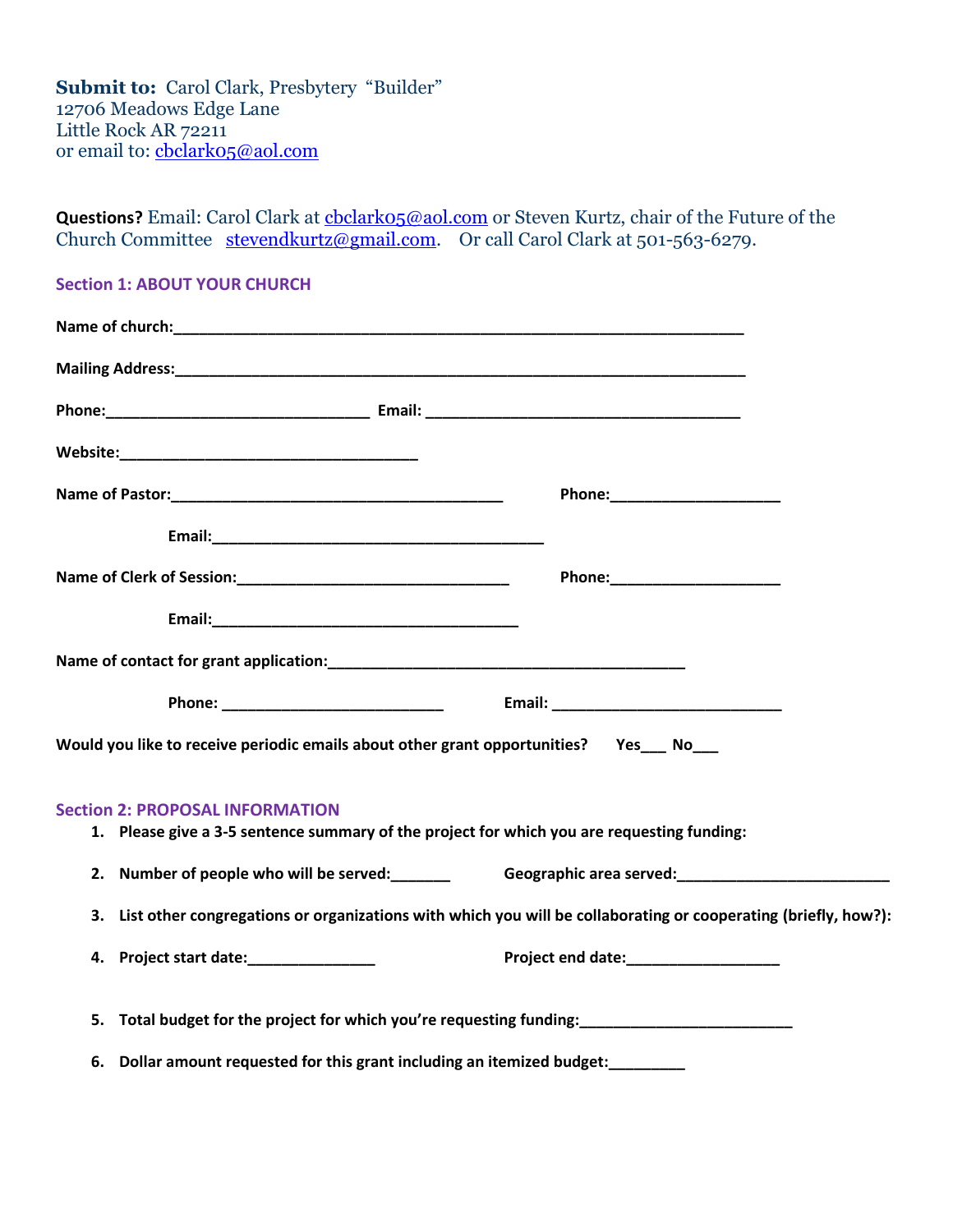**Submit to:** Carol Clark, Presbytery "Builder"
12706 Meadows Edge Lane
Little Rock AR 72211
or email to: cbclark05@aol.com

**Questions?** Email: Carol Clark at cbclark05@aol.com or Steven Kurtz, chair of the Future of the Church Committee stevendkurtz@gmail.com. Or call Carol Clark at 501-563-6279.

## Section 1: ABOUT YOUR CHURCH

**Name of church:**___________________________________________________________________

**Mailing Address:**___________________________________________________________________

**Phone:**_______________________________ **Email:** _____________________________________

**Website:**___________________________________

**Name of Pastor:**_______________________________________ **Phone:**____________________

**Email:**_______________________________________

**Name of Clerk of Session:**________________________________ **Phone:**____________________

**Email:**____________________________________

**Name of contact for grant application:**__________________________________________

**Phone:** __________________________ **Email:** ___________________________

**Would you like to receive periodic emails about other grant opportunities? Yes___ No___**

## Section 2: PROPOSAL INFORMATION

1. **Please give a 3-5 sentence summary of the project for which you are requesting funding:**
2. **Number of people who will be served:_______ Geographic area served:_________________________**
3. **List other congregations or organizations with which you will be collaborating or cooperating (briefly, how?):**
4. **Project start date:_______________ Project end date:__________________**
5. **Total budget for the project for which you're requesting funding:_________________________**
6. **Dollar amount requested for this grant including an itemized budget:_________**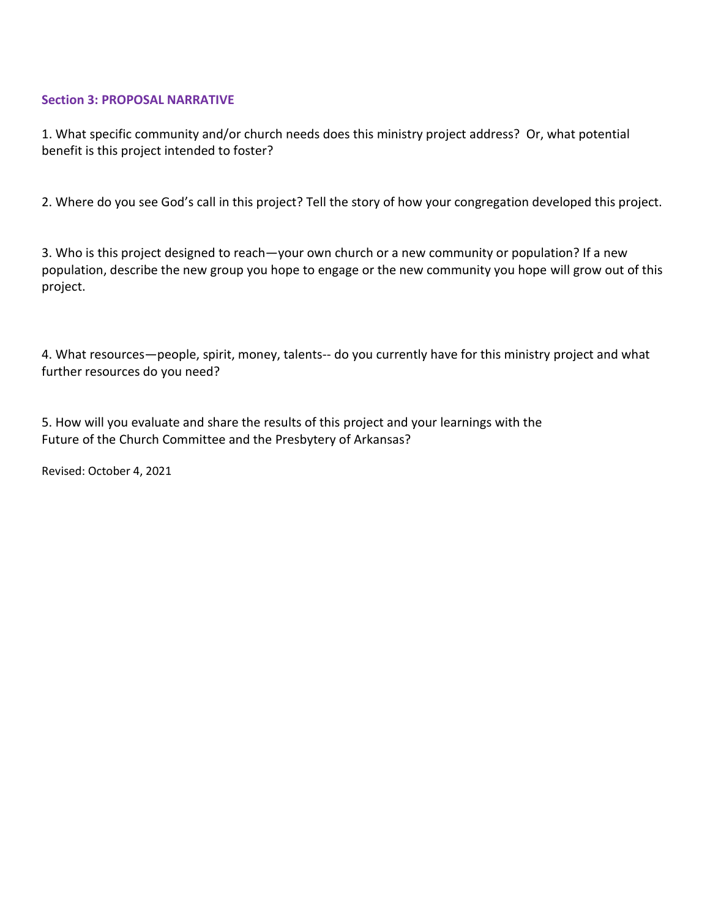## Section 3: PROPOSAL NARRATIVE

1. What specific community and/or church needs does this ministry project address? Or, what potential benefit is this project intended to foster?

2. Where do you see God's call in this project? Tell the story of how your congregation developed this project.

3. Who is this project designed to reach—your own church or a new community or population? If a new population, describe the new group you hope to engage or the new community you hope will grow out of this project.

4. What resources—people, spirit, money, talents-- do you currently have for this ministry project and what further resources do you need?

5. How will you evaluate and share the results of this project and your learnings with the Future of the Church Committee and the Presbytery of Arkansas?

Revised: October 4, 2021